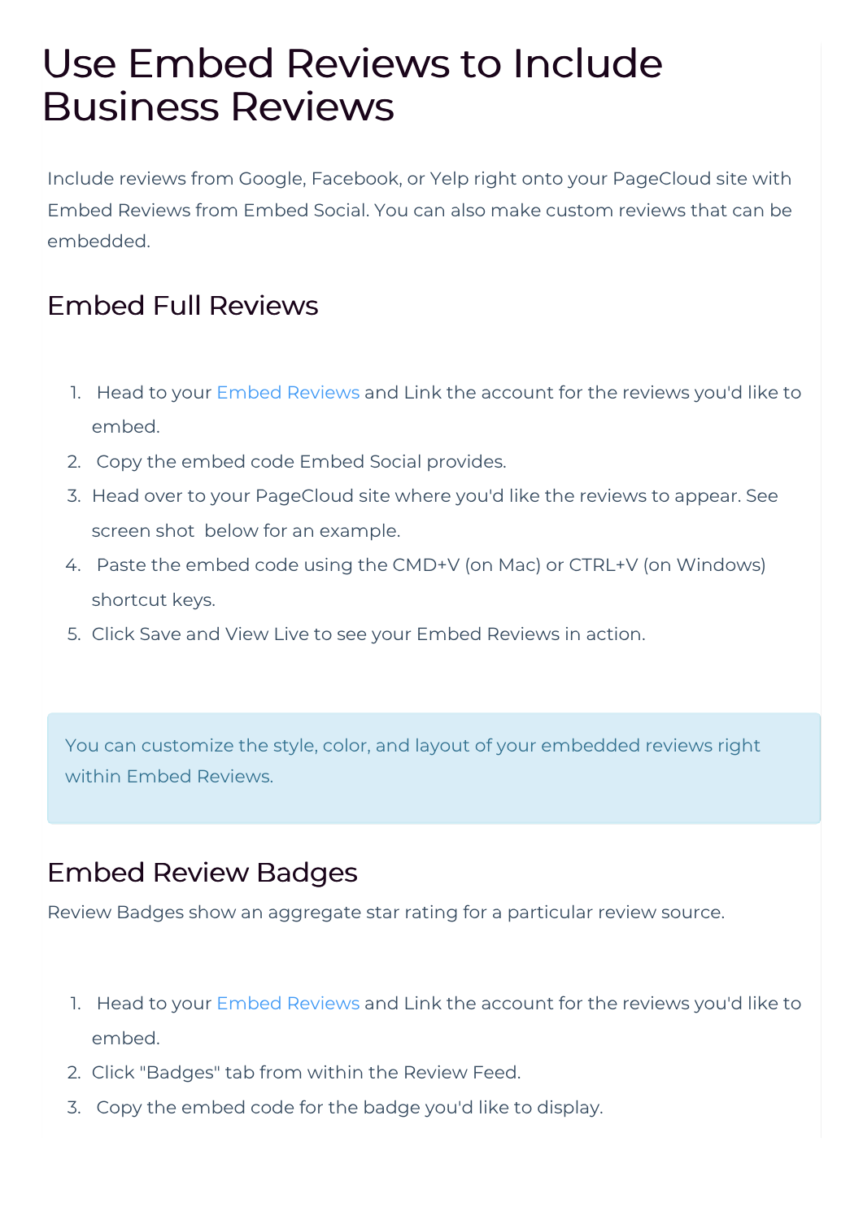# Use Embed Reviews to Include Business Reviews

Include reviews from Google, Facebook, or Yelp right onto your PageCloud site with Embed Reviews from Embed Social. You can also make custom reviews that can be embedded.

## Embed Full Reviews

1. Head to your Embed Reviews and Link the account for the reviews you'd like to embed.
2. Copy the embed code Embed Social provides.
3. Head over to your PageCloud site where you'd like the reviews to appear. See screen shot below for an example.
4. Paste the embed code using the CMD+V (on Mac) or CTRL+V (on Windows) shortcut keys.
5. Click Save and View Live to see your Embed Reviews in action.

> You can customize the style, color, and layout of your embedded reviews right within Embed Reviews.

## Embed Review Badges

Review Badges show an aggregate star rating for a particular review source.

1. Head to your Embed Reviews and Link the account for the reviews you'd like to embed.
2. Click "Badges" tab from within the Review Feed.
3. Copy the embed code for the badge you'd like to display.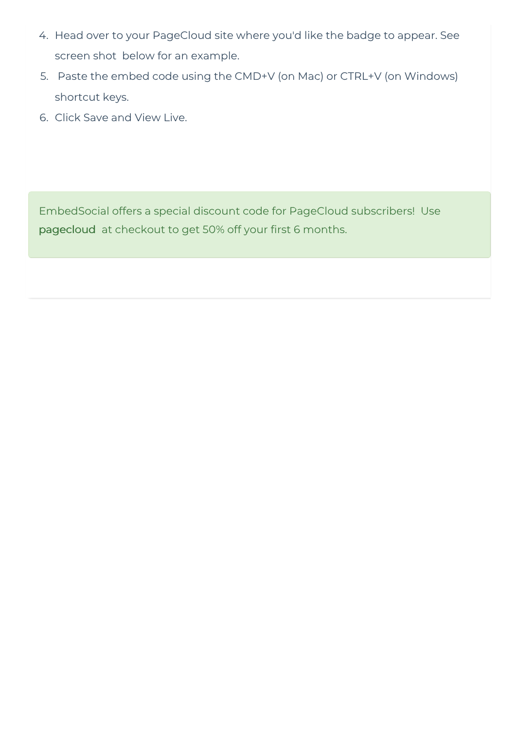4. Head over to your PageCloud site where you'd like the badge to appear. See screen shot below for an example.
5. Paste the embed code using the CMD+V (on Mac) or CTRL+V (on Windows) shortcut keys.
6. Click Save and View Live.

EmbedSocial offers a special discount code for PageCloud subscribers! Use **pagecloud** at checkout to get 50% off your first 6 months.